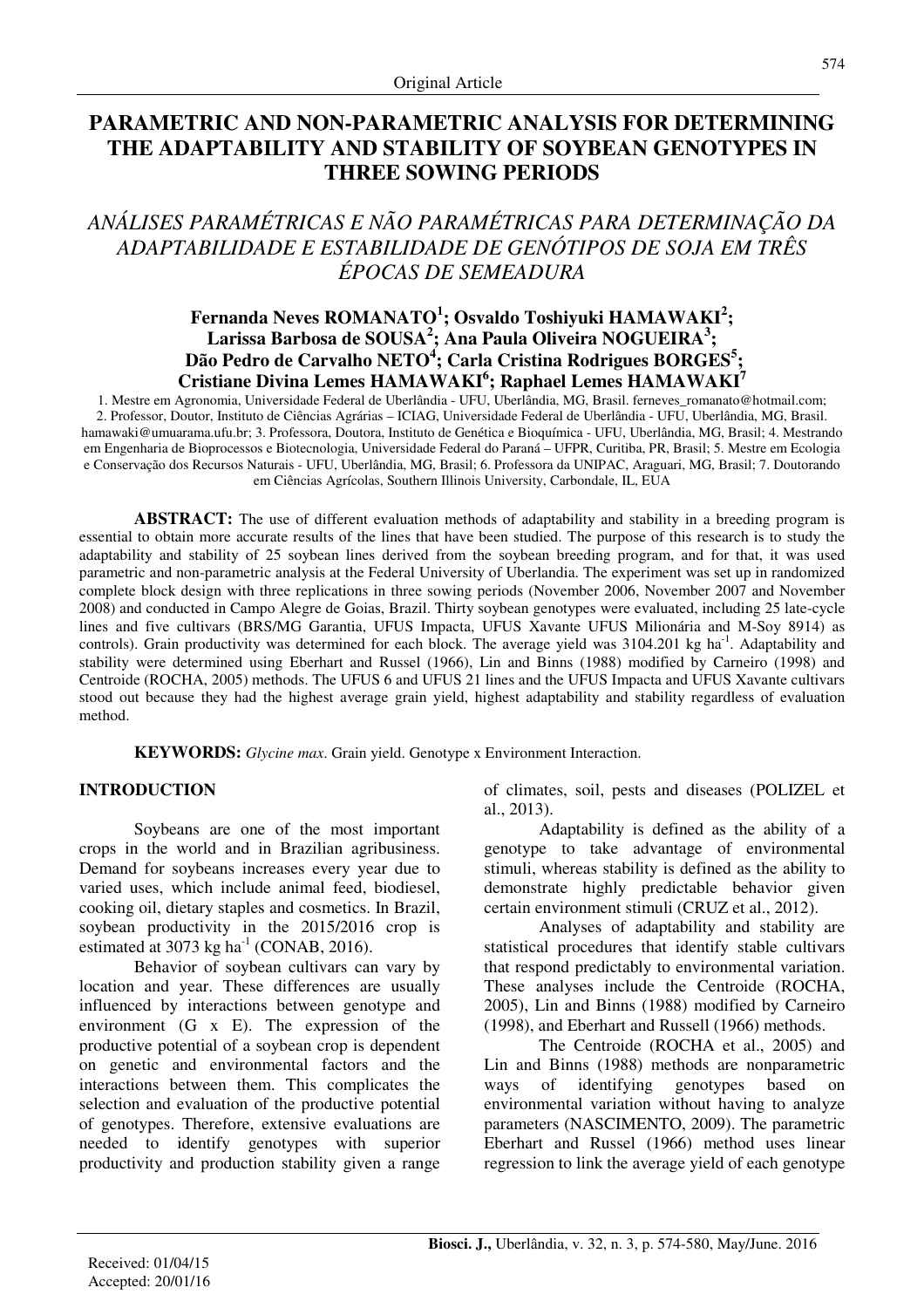Original Article

# PARAMETRIC AND NON-PARAMETRIC ANALYSIS FOR DETERMINING THE ADAPTABILITY AND STABILITY OF SOYBEAN GENOTYPES IN THREE SOWING PERIODS

## *ANÁLISES PARAMÉTRICAS E NÃO PARAMÉTRICAS PARA DETERMINAÇÃO DA ADAPTABILIDADE E ESTABILIDADE DE GENÓTIPOS DE SOJA EM TRÊS ÉPOCAS DE SEMEADURA*

**Fernanda Neves ROMANATO[1]; Osvaldo Toshiyuki HAMAWAKI[2]; Larissa Barbosa de SOUSA[2]; Ana Paula Oliveira NOGUEIRA[3]; Dão Pedro de Carvalho NETO[4]; Carla Cristina Rodrigues BORGES[5]; Cristiane Divina Lemes HAMAWAKI[6]; Raphael Lemes HAMAWAKI[7]**

1. Mestre em Agronomia, Universidade Federal de Uberlândia - UFU, Uberlândia, MG, Brasil. ferneves_romanato@hotmail.com; 2. Professor, Doutor, Instituto de Ciências Agrárias – ICIAG, Universidade Federal de Uberlândia - UFU, Uberlândia, MG, Brasil. hamawaki@umuarama.ufu.br; 3. Professora, Doutora, Instituto de Genética e Bioquímica - UFU, Uberlândia, MG, Brasil; 4. Mestrando em Engenharia de Bioprocessos e Biotecnologia, Universidade Federal do Paraná – UFPR, Curitiba, PR, Brasil; 5. Mestre em Ecologia e Conservação dos Recursos Naturais - UFU, Uberlândia, MG, Brasil; 6. Professora da UNIPAC, Araguari, MG, Brasil; 7. Doutorando em Ciências Agrícolas, Southern Illinois University, Carbondale, IL, EUA

**ABSTRACT:** The use of different evaluation methods of adaptability and stability in a breeding program is essential to obtain more accurate results of the lines that have been studied. The purpose of this research is to study the adaptability and stability of 25 soybean lines derived from the soybean breeding program, and for that, it was used parametric and non-parametric analysis at the Federal University of Uberlandia. The experiment was set up in randomized complete block design with three replications in three sowing periods (November 2006, November 2007 and November 2008) and conducted in Campo Alegre de Goias, Brazil. Thirty soybean genotypes were evaluated, including 25 late-cycle lines and five cultivars (BRS/MG Garantia, UFUS Impacta, UFUS Xavante UFUS Milionária and M-Soy 8914) as controls). Grain productivity was determined for each block. The average yield was 3104.201 kg ha$^{-1}$. Adaptability and stability were determined using Eberhart and Russel (1966), Lin and Binns (1988) modified by Carneiro (1998) and Centroide (ROCHA, 2005) methods. The UFUS 6 and UFUS 21 lines and the UFUS Impacta and UFUS Xavante cultivars stood out because they had the highest average grain yield, highest adaptability and stability regardless of evaluation method.

**KEYWORDS:** *Glycine max*. Grain yield. Genotype x Environment Interaction.

## INTRODUCTION

Soybeans are one of the most important crops in the world and in Brazilian agribusiness. Demand for soybeans increases every year due to varied uses, which include animal feed, biodiesel, cooking oil, dietary staples and cosmetics. In Brazil, soybean productivity in the 2015/2016 crop is estimated at 3073 kg ha$^{-1}$ (CONAB, 2016).

Behavior of soybean cultivars can vary by location and year. These differences are usually influenced by interactions between genotype and environment (G x E). The expression of the productive potential of a soybean crop is dependent on genetic and environmental factors and the interactions between them. This complicates the selection and evaluation of the productive potential of genotypes. Therefore, extensive evaluations are needed to identify genotypes with superior productivity and production stability given a range of climates, soil, pests and diseases (POLIZEL et al., 2013).

Adaptability is defined as the ability of a genotype to take advantage of environmental stimuli, whereas stability is defined as the ability to demonstrate highly predictable behavior given certain environment stimuli (CRUZ et al., 2012).

Analyses of adaptability and stability are statistical procedures that identify stable cultivars that respond predictably to environmental variation. These analyses include the Centroide (ROCHA, 2005), Lin and Binns (1988) modified by Carneiro (1998), and Eberhart and Russell (1966) methods.

The Centroide (ROCHA et al., 2005) and Lin and Binns (1988) methods are nonparametric ways of identifying genotypes based on environmental variation without having to analyze parameters (NASCIMENTO, 2009). The parametric Eberhart and Russel (1966) method uses linear regression to link the average yield of each genotype

Received: 01/04/15
Accepted: 20/01/16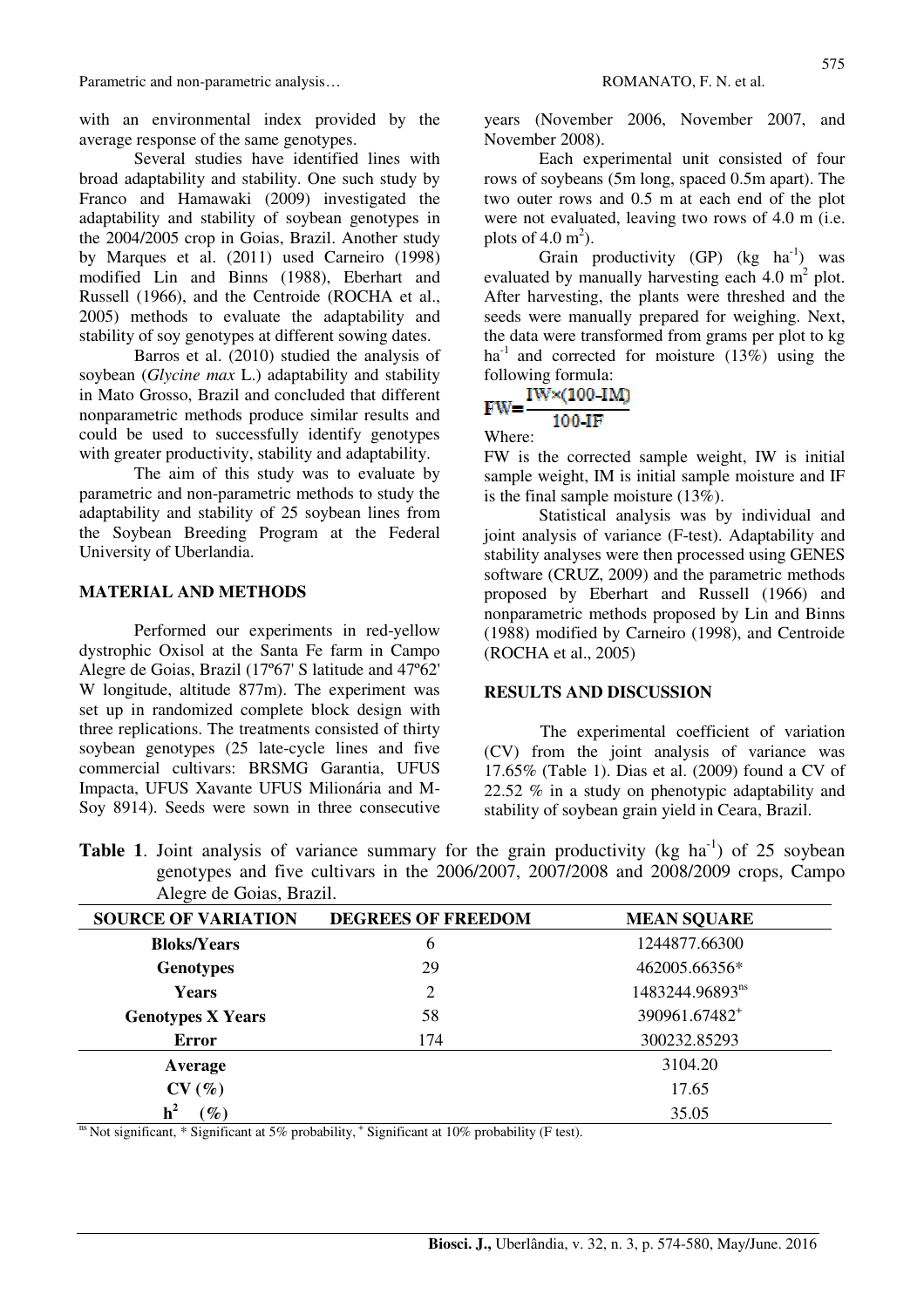with an environmental index provided by the average response of the same genotypes.

Several studies have identified lines with broad adaptability and stability. One such study by Franco and Hamawaki (2009) investigated the adaptability and stability of soybean genotypes in the 2004/2005 crop in Goias, Brazil. Another study by Marques et al. (2011) used Carneiro (1998) modified Lin and Binns (1988), Eberhart and Russell (1966), and the Centroide (ROCHA et al., 2005) methods to evaluate the adaptability and stability of soy genotypes at different sowing dates.

Barros et al. (2010) studied the analysis of soybean (*Glycine max* L.) adaptability and stability in Mato Grosso, Brazil and concluded that different nonparametric methods produce similar results and could be used to successfully identify genotypes with greater productivity, stability and adaptability.

The aim of this study was to evaluate by parametric and non-parametric methods to study the adaptability and stability of 25 soybean lines from the Soybean Breeding Program at the Federal University of Uberlandia.

## MATERIAL AND METHODS

Performed our experiments in red-yellow dystrophic Oxisol at the Santa Fe farm in Campo Alegre de Goias, Brazil (17º67' S latitude and 47º62' W longitude, altitude 877m). The experiment was set up in randomized complete block design with three replications. The treatments consisted of thirty soybean genotypes (25 late-cycle lines and five commercial cultivars: BRSMG Garantia, UFUS Impacta, UFUS Xavante UFUS Milionária and M-Soy 8914). Seeds were sown in three consecutive years (November 2006, November 2007, and November 2008).

Each experimental unit consisted of four rows of soybeans (5m long, spaced 0.5m apart). The two outer rows and 0.5 m at each end of the plot were not evaluated, leaving two rows of 4.0 m (i.e. plots of 4.0 $m^2$).

Grain productivity (GP) (kg $ha^{-1}$) was evaluated by manually harvesting each 4.0 $m^2$ plot. After harvesting, the plants were threshed and the seeds were manually prepared for weighing. Next, the data were transformed from grams per plot to kg $ha^{-1}$ and corrected for moisture (13%) using the following formula:

$$FW = \frac{IW \times (100 - IM)}{100 - IF}$$

Where:

FW is the corrected sample weight, IW is initial sample weight, IM is initial sample moisture and IF is the final sample moisture (13%).

Statistical analysis was by individual and joint analysis of variance (F-test). Adaptability and stability analyses were then processed using GENES software (CRUZ, 2009) and the parametric methods proposed by Eberhart and Russell (1966) and nonparametric methods proposed by Lin and Binns (1988) modified by Carneiro (1998), and Centroide (ROCHA et al., 2005)

## RESULTS AND DISCUSSION

The experimental coefficient of variation (CV) from the joint analysis of variance was 17.65% (Table 1). Dias et al. (2009) found a CV of 22.52 % in a study on phenotypic adaptability and stability of soybean grain yield in Ceara, Brazil.

**Table 1**. Joint analysis of variance summary for the grain productivity (kg $ha^{-1}$) of 25 soybean genotypes and five cultivars in the 2006/2007, 2007/2008 and 2008/2009 crops, Campo Alegre de Goias, Brazil.

| SOURCE OF VARIATION | DEGREES OF FREEDOM | MEAN SQUARE |
|---|---|---|
| Bloks/Years | 6 | 1244877.66300 |
| Genotypes | 29 | 462005.66356* |
| Years | 2 | 1483244.96893$^{ns}$ |
| Genotypes X Years | 58 | 390961.67482$^{+}$ |
| Error | 174 | 300232.85293 |
| Average | | 3104.20 |
| CV (%) | | 17.65 |
| $h^2$ (%) | | 35.05 |

$^{ns}$ Not significant, * Significant at 5% probability, $^{+}$ Significant at 10% probability (F test).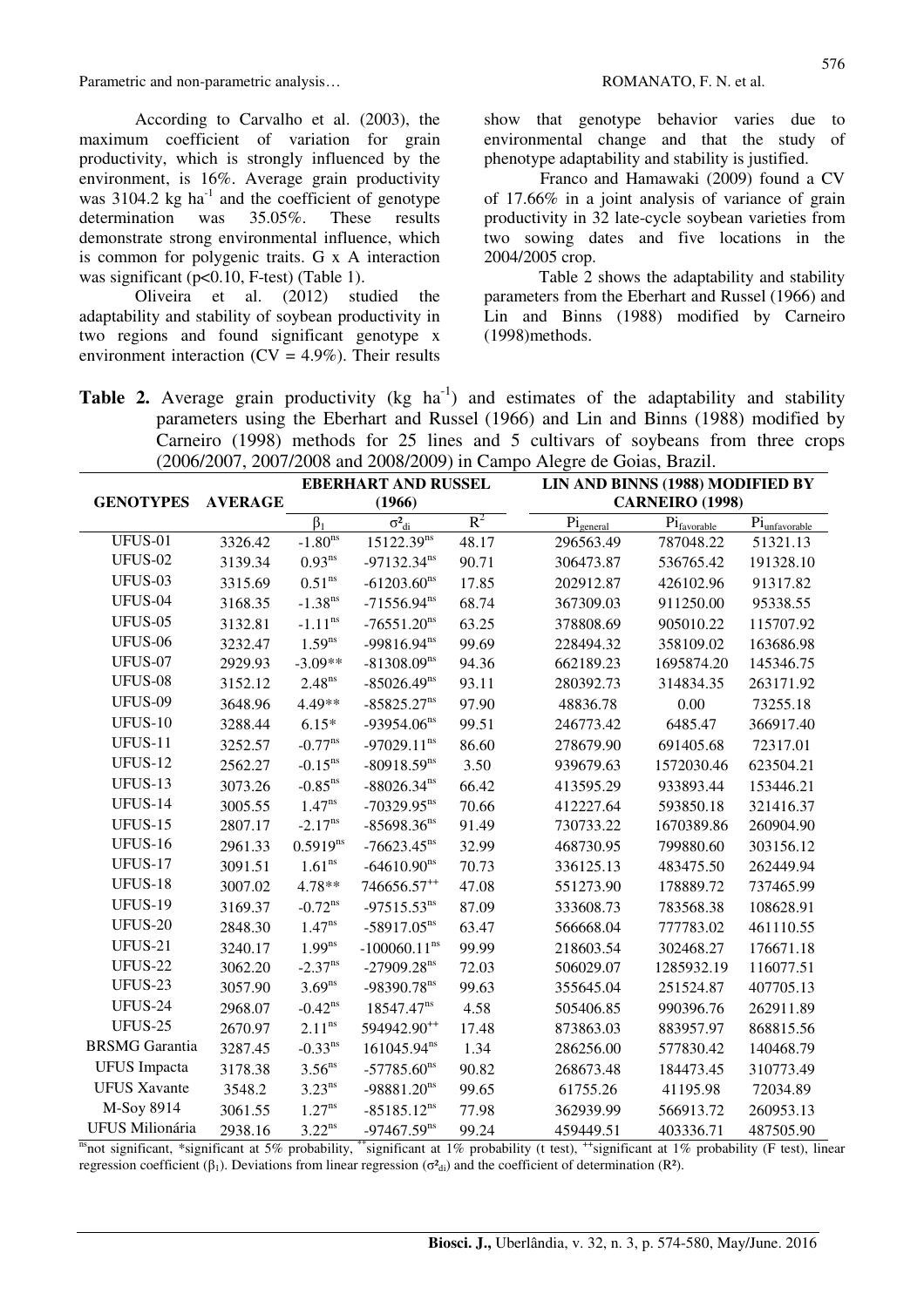According to Carvalho et al. (2003), the maximum coefficient of variation for grain productivity, which is strongly influenced by the environment, is 16%. Average grain productivity was 3104.2 kg ha$^{-1}$ and the coefficient of genotype determination was 35.05%. These results demonstrate strong environmental influence, which is common for polygenic traits. G x A interaction was significant ($p<0.10$, F-test) (Table 1).

Oliveira et al. (2012) studied the adaptability and stability of soybean productivity in two regions and found significant genotype x environment interaction (CV = 4.9%). Their results show that genotype behavior varies due to environmental change and that the study of phenotype adaptability and stability is justified.

Franco and Hamawaki (2009) found a CV of 17.66% in a joint analysis of variance of grain productivity in 32 late-cycle soybean varieties from two sowing dates and five locations in the 2004/2005 crop.

Table 2 shows the adaptability and stability parameters from the Eberhart and Russel (1966) and Lin and Binns (1988) modified by Carneiro (1998)methods.

**Table 2.** Average grain productivity (kg ha$^{-1}$) and estimates of the adaptability and stability parameters using the Eberhart and Russel (1966) and Lin and Binns (1988) modified by Carneiro (1998) methods for 25 lines and 5 cultivars of soybeans from three crops (2006/2007, 2007/2008 and 2008/2009) in Campo Alegre de Goias, Brazil.

| GENOTYPES | AVERAGE | EBERHART AND RUSSEL (1966) | | | LIN AND BINNS (1988) MODIFIED BY CARNEIRO (1998) | | |
|---|---|---|---|---|---|---|---|
| | | $\beta_1$ | $\sigma^2_{di}$ | $R^2$ | $Pi_{general}$ | $Pi_{favorable}$ | $Pi_{unfavorable}$ |
| UFUS-01 | 3326.42 | $-1.80^{ns}$ | $15122.39^{ns}$ | 48.17 | 296563.49 | 787048.22 | 51321.13 |
| UFUS-02 | 3139.34 | $0.93^{ns}$ | $-97132.34^{ns}$ | 90.71 | 306473.87 | 536765.42 | 191328.10 |
| UFUS-03 | 3315.69 | $0.51^{ns}$ | $-61203.60^{ns}$ | 17.85 | 202912.87 | 426102.96 | 91317.82 |
| UFUS-04 | 3168.35 | $-1.38^{ns}$ | $-71556.94^{ns}$ | 68.74 | 367309.03 | 911250.00 | 95338.55 |
| UFUS-05 | 3132.81 | $-1.11^{ns}$ | $-76551.20^{ns}$ | 63.25 | 378808.69 | 905010.22 | 115707.92 |
| UFUS-06 | 3232.47 | $1.59^{ns}$ | $-99816.94^{ns}$ | 99.69 | 228494.32 | 358109.02 | 163686.98 |
| UFUS-07 | 2929.93 | $-3.09^{**}$ | $-81308.09^{ns}$ | 94.36 | 662189.23 | 1695874.20 | 145346.75 |
| UFUS-08 | 3152.12 | $2.48^{ns}$ | $-85026.49^{ns}$ | 93.11 | 280392.73 | 314834.35 | 263171.92 |
| UFUS-09 | 3648.96 | $4.49^{**}$ | $-85825.27^{ns}$ | 97.90 | 48836.78 | 0.00 | 73255.18 |
| UFUS-10 | 3288.44 | $6.15^{*}$ | $-93954.06^{ns}$ | 99.51 | 246773.42 | 6485.47 | 366917.40 |
| UFUS-11 | 3252.57 | $-0.77^{ns}$ | $-97029.11^{ns}$ | 86.60 | 278679.90 | 691405.68 | 72317.01 |
| UFUS-12 | 2562.27 | $-0.15^{ns}$ | $-80918.59^{ns}$ | 3.50 | 939679.63 | 1572030.46 | 623504.21 |
| UFUS-13 | 3073.26 | $-0.85^{ns}$ | $-88026.34^{ns}$ | 66.42 | 413595.29 | 933893.44 | 153446.21 |
| UFUS-14 | 3005.55 | $1.47^{ns}$ | $-70329.95^{ns}$ | 70.66 | 412227.64 | 593850.18 | 321416.37 |
| UFUS-15 | 2807.17 | $-2.17^{ns}$ | $-85698.36^{ns}$ | 91.49 | 730733.22 | 1670389.86 | 260904.90 |
| UFUS-16 | 2961.33 | $0.5919^{ns}$ | $-76623.45^{ns}$ | 32.99 | 468730.95 | 799880.60 | 303156.12 |
| UFUS-17 | 3091.51 | $1.61^{ns}$ | $-64610.90^{ns}$ | 70.73 | 336125.13 | 483475.50 | 262449.94 |
| UFUS-18 | 3007.02 | $4.78^{**}$ | $746656.57^{++}$ | 47.08 | 551273.90 | 178889.72 | 737465.99 |
| UFUS-19 | 3169.37 | $-0.72^{ns}$ | $-97515.53^{ns}$ | 87.09 | 333608.73 | 783568.38 | 108628.91 |
| UFUS-20 | 2848.30 | $1.47^{ns}$ | $-58917.05^{ns}$ | 63.47 | 566668.04 | 777783.02 | 461110.55 |
| UFUS-21 | 3240.17 | $1.99^{ns}$ | $-100060.11^{ns}$ | 99.99 | 218603.54 | 302468.27 | 176671.18 |
| UFUS-22 | 3062.20 | $-2.37^{ns}$ | $-27909.28^{ns}$ | 72.03 | 506029.07 | 1285932.19 | 116077.51 |
| UFUS-23 | 3057.90 | $3.69^{ns}$ | $-98390.78^{ns}$ | 99.63 | 355645.04 | 251524.87 | 407705.13 |
| UFUS-24 | 2968.07 | $-0.42^{ns}$ | $18547.47^{ns}$ | 4.58 | 505406.85 | 990396.76 | 262911.89 |
| UFUS-25 | 2670.97 | $2.11^{ns}$ | $594942.90^{++}$ | 17.48 | 873863.03 | 883957.97 | 868815.56 |
| BRSMG Garantia | 3287.45 | $-0.33^{ns}$ | $161045.94^{ns}$ | 1.34 | 286256.00 | 577830.42 | 140468.79 |
| UFUS Impacta | 3178.38 | $3.56^{ns}$ | $-57785.60^{ns}$ | 90.82 | 268673.48 | 184473.45 | 310773.49 |
| UFUS Xavante | 3548.2 | $3.23^{ns}$ | $-98881.20^{ns}$ | 99.65 | 61755.26 | 41195.98 | 72034.89 |
| M-Soy 8914 | 3061.55 | $1.27^{ns}$ | $-85185.12^{ns}$ | 77.98 | 362939.99 | 566913.72 | 260953.13 |
| UFUS Milionária | 2938.16 | $3.22^{ns}$ | $-97467.59^{ns}$ | 99.24 | 459449.51 | 403336.71 | 487505.90 |

$^{ns}$not significant, *significant at 5% probability, **significant at 1% probability (t test), $^{++}$significant at 1% probability (F test), linear regression coefficient ($\beta_1$). Deviations from linear regression ($\sigma^2_{di}$) and the coefficient of determination ($R^2$).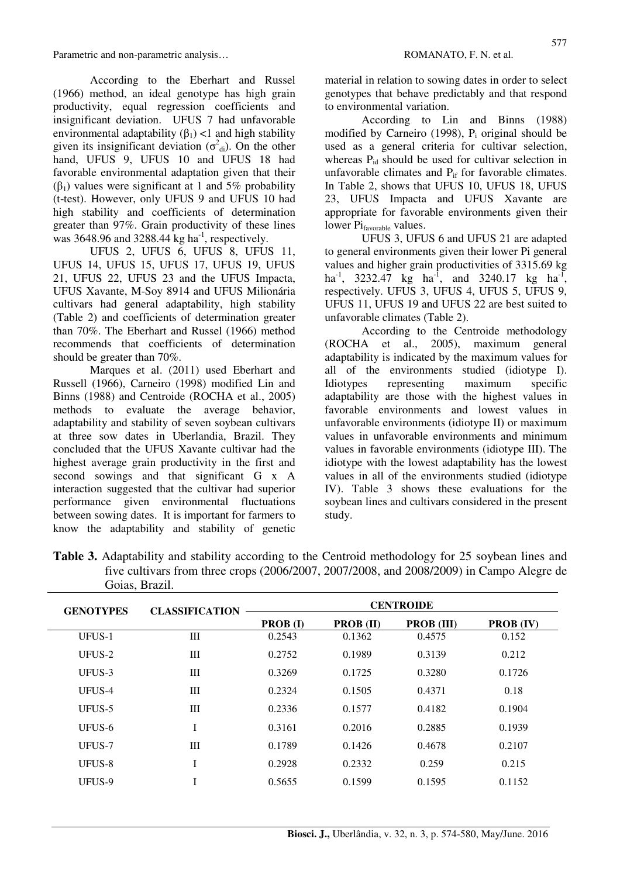According to the Eberhart and Russel (1966) method, an ideal genotype has high grain productivity, equal regression coefficients and insignificant deviation. UFUS 7 had unfavorable environmental adaptability ($\beta_1$) <1 and high stability given its insignificant deviation ($\sigma^2_{di}$). On the other hand, UFUS 9, UFUS 10 and UFUS 18 had favorable environmental adaptation given that their ($\beta_1$) values were significant at 1 and 5% probability (t-test). However, only UFUS 9 and UFUS 10 had high stability and coefficients of determination greater than 97%. Grain productivity of these lines was 3648.96 and 3288.44 kg ha$^{-1}$, respectively.

UFUS 2, UFUS 6, UFUS 8, UFUS 11, UFUS 14, UFUS 15, UFUS 17, UFUS 19, UFUS 21, UFUS 22, UFUS 23 and the UFUS Impacta, UFUS Xavante, M-Soy 8914 and UFUS Milionária cultivars had general adaptability, high stability (Table 2) and coefficients of determination greater than 70%. The Eberhart and Russel (1966) method recommends that coefficients of determination should be greater than 70%.

Marques et al. (2011) used Eberhart and Russell (1966), Carneiro (1998) modified Lin and Binns (1988) and Centroide (ROCHA et al., 2005) methods to evaluate the average behavior, adaptability and stability of seven soybean cultivars at three sow dates in Uberlandia, Brazil. They concluded that the UFUS Xavante cultivar had the highest average grain productivity in the first and second sowings and that significant G x A interaction suggested that the cultivar had superior performance given environmental fluctuations between sowing dates. It is important for farmers to know the adaptability and stability of genetic material in relation to sowing dates in order to select genotypes that behave predictably and that respond to environmental variation.

According to Lin and Binns (1988) modified by Carneiro (1998), $P_i$ original should be used as a general criteria for cultivar selection, whereas $P_{id}$ should be used for cultivar selection in unfavorable climates and $P_{if}$ for favorable climates. In Table 2, shows that UFUS 10, UFUS 18, UFUS 23, UFUS Impacta and UFUS Xavante are appropriate for favorable environments given their lower $Pi_{favorable}$ values.

UFUS 3, UFUS 6 and UFUS 21 are adapted to general environments given their lower Pi general values and higher grain productivities of 3315.69 kg ha$^{-1}$, 3232.47 kg ha$^{-1}$, and 3240.17 kg ha$^{-1}$, respectively. UFUS 3, UFUS 4, UFUS 5, UFUS 9, UFUS 11, UFUS 19 and UFUS 22 are best suited to unfavorable climates (Table 2).

According to the Centroide methodology (ROCHA et al., 2005), maximum general adaptability is indicated by the maximum values for all of the environments studied (idiotype I). Idiotypes representing maximum specific adaptability are those with the highest values in favorable environments and lowest values in unfavorable environments (idiotype II) or maximum values in unfavorable environments and minimum values in favorable environments (idiotype III). The idiotype with the lowest adaptability has the lowest values in all of the environments studied (idiotype IV). Table 3 shows these evaluations for the soybean lines and cultivars considered in the present study.

**Table 3.** Adaptability and stability according to the Centroid methodology for 25 soybean lines and five cultivars from three crops (2006/2007, 2007/2008, and 2008/2009) in Campo Alegre de Goias, Brazil.

| GENOTYPES | CLASSIFICATION | CENTROIDE | | | |
|---|---|---|---|---|---|
| | | PROB (I) | PROB (II) | PROB (III) | PROB (IV) |
| UFUS-1 | III | 0.2543 | 0.1362 | 0.4575 | 0.152 |
| UFUS-2 | III | 0.2752 | 0.1989 | 0.3139 | 0.212 |
| UFUS-3 | III | 0.3269 | 0.1725 | 0.3280 | 0.1726 |
| UFUS-4 | III | 0.2324 | 0.1505 | 0.4371 | 0.18 |
| UFUS-5 | III | 0.2336 | 0.1577 | 0.4182 | 0.1904 |
| UFUS-6 | I | 0.3161 | 0.2016 | 0.2885 | 0.1939 |
| UFUS-7 | III | 0.1789 | 0.1426 | 0.4678 | 0.2107 |
| UFUS-8 | I | 0.2928 | 0.2332 | 0.259 | 0.215 |
| UFUS-9 | I | 0.5655 | 0.1599 | 0.1595 | 0.1152 |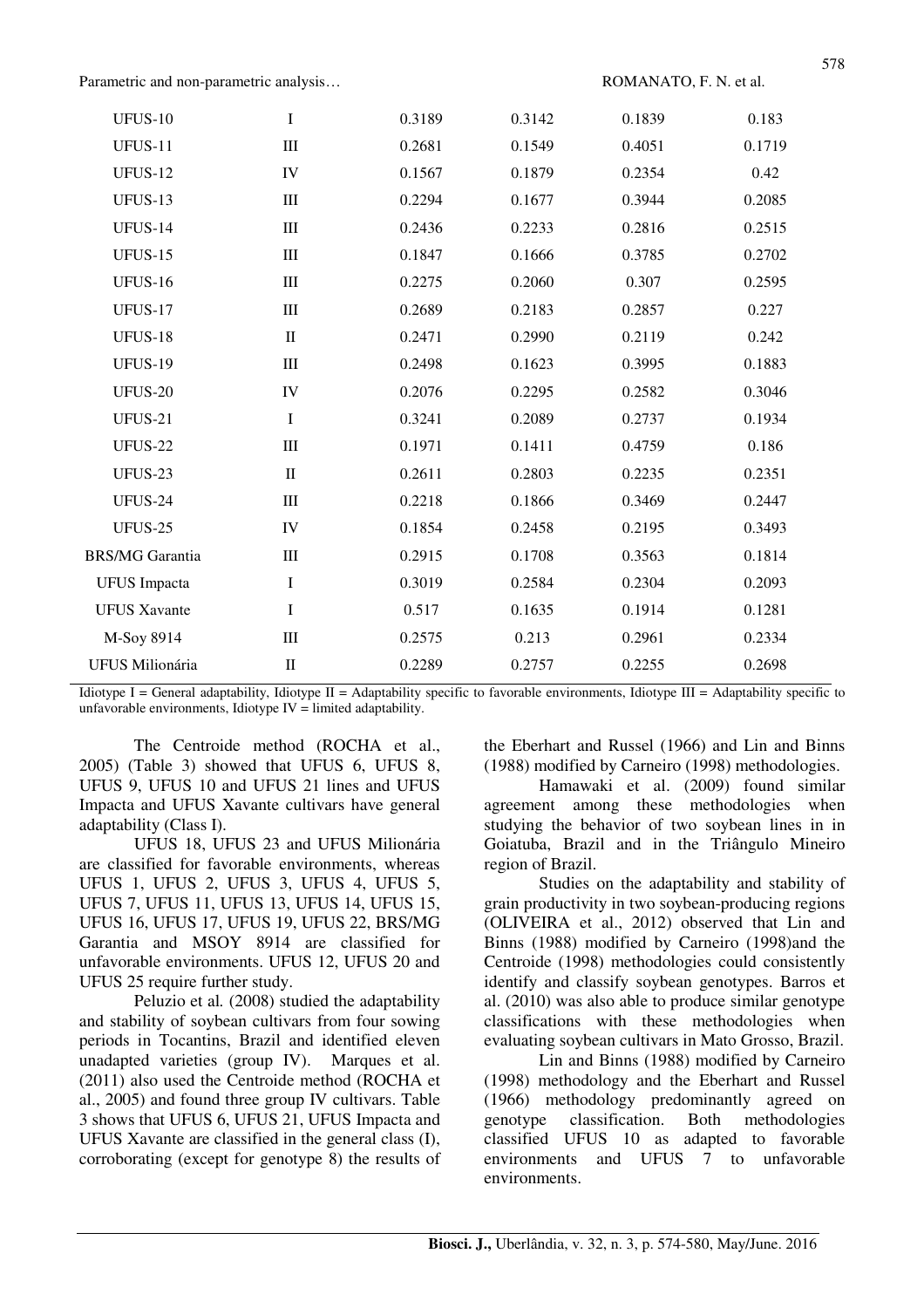| | | | | | |
|---|---|---|---|---|---|
| UFUS-10 | I | 0.3189 | 0.3142 | 0.1839 | 0.183 |
| UFUS-11 | III | 0.2681 | 0.1549 | 0.4051 | 0.1719 |
| UFUS-12 | IV | 0.1567 | 0.1879 | 0.2354 | 0.42 |
| UFUS-13 | III | 0.2294 | 0.1677 | 0.3944 | 0.2085 |
| UFUS-14 | III | 0.2436 | 0.2233 | 0.2816 | 0.2515 |
| UFUS-15 | III | 0.1847 | 0.1666 | 0.3785 | 0.2702 |
| UFUS-16 | III | 0.2275 | 0.2060 | 0.307 | 0.2595 |
| UFUS-17 | III | 0.2689 | 0.2183 | 0.2857 | 0.227 |
| UFUS-18 | II | 0.2471 | 0.2990 | 0.2119 | 0.242 |
| UFUS-19 | III | 0.2498 | 0.1623 | 0.3995 | 0.1883 |
| UFUS-20 | IV | 0.2076 | 0.2295 | 0.2582 | 0.3046 |
| UFUS-21 | I | 0.3241 | 0.2089 | 0.2737 | 0.1934 |
| UFUS-22 | III | 0.1971 | 0.1411 | 0.4759 | 0.186 |
| UFUS-23 | II | 0.2611 | 0.2803 | 0.2235 | 0.2351 |
| UFUS-24 | III | 0.2218 | 0.1866 | 0.3469 | 0.2447 |
| UFUS-25 | IV | 0.1854 | 0.2458 | 0.2195 | 0.3493 |
| BRS/MG Garantia | III | 0.2915 | 0.1708 | 0.3563 | 0.1814 |
| UFUS Impacta | I | 0.3019 | 0.2584 | 0.2304 | 0.2093 |
| UFUS Xavante | I | 0.517 | 0.1635 | 0.1914 | 0.1281 |
| M-Soy 8914 | III | 0.2575 | 0.213 | 0.2961 | 0.2334 |
| UFUS Milionária | II | 0.2289 | 0.2757 | 0.2255 | 0.2698 |

Idiotype I = General adaptability, Idiotype II = Adaptability specific to favorable environments, Idiotype III = Adaptability specific to unfavorable environments, Idiotype IV = limited adaptability.

The Centroide method (ROCHA et al., 2005) (Table 3) showed that UFUS 6, UFUS 8, UFUS 9, UFUS 10 and UFUS 21 lines and UFUS Impacta and UFUS Xavante cultivars have general adaptability (Class I).

UFUS 18, UFUS 23 and UFUS Milionária are classified for favorable environments, whereas UFUS 1, UFUS 2, UFUS 3, UFUS 4, UFUS 5, UFUS 7, UFUS 11, UFUS 13, UFUS 14, UFUS 15, UFUS 16, UFUS 17, UFUS 19, UFUS 22, BRS/MG Garantia and MSOY 8914 are classified for unfavorable environments. UFUS 12, UFUS 20 and UFUS 25 require further study.

Peluzio et al*.* (2008) studied the adaptability and stability of soybean cultivars from four sowing periods in Tocantins, Brazil and identified eleven unadapted varieties (group IV). Marques et al. (2011) also used the Centroide method (ROCHA et al., 2005) and found three group IV cultivars. Table 3 shows that UFUS 6, UFUS 21, UFUS Impacta and UFUS Xavante are classified in the general class (I), corroborating (except for genotype 8) the results of the Eberhart and Russel (1966) and Lin and Binns (1988) modified by Carneiro (1998) methodologies.

Hamawaki et al. (2009) found similar agreement among these methodologies when studying the behavior of two soybean lines in in Goiatuba, Brazil and in the Triângulo Mineiro region of Brazil.

Studies on the adaptability and stability of grain productivity in two soybean-producing regions (OLIVEIRA et al., 2012) observed that Lin and Binns (1988) modified by Carneiro (1998)and the Centroide (1998) methodologies could consistently identify and classify soybean genotypes. Barros et al. (2010) was also able to produce similar genotype classifications with these methodologies when evaluating soybean cultivars in Mato Grosso, Brazil.

Lin and Binns (1988) modified by Carneiro (1998) methodology and the Eberhart and Russel (1966) methodology predominantly agreed on genotype classification. Both methodologies classified UFUS 10 as adapted to favorable environments and UFUS 7 to unfavorable environments.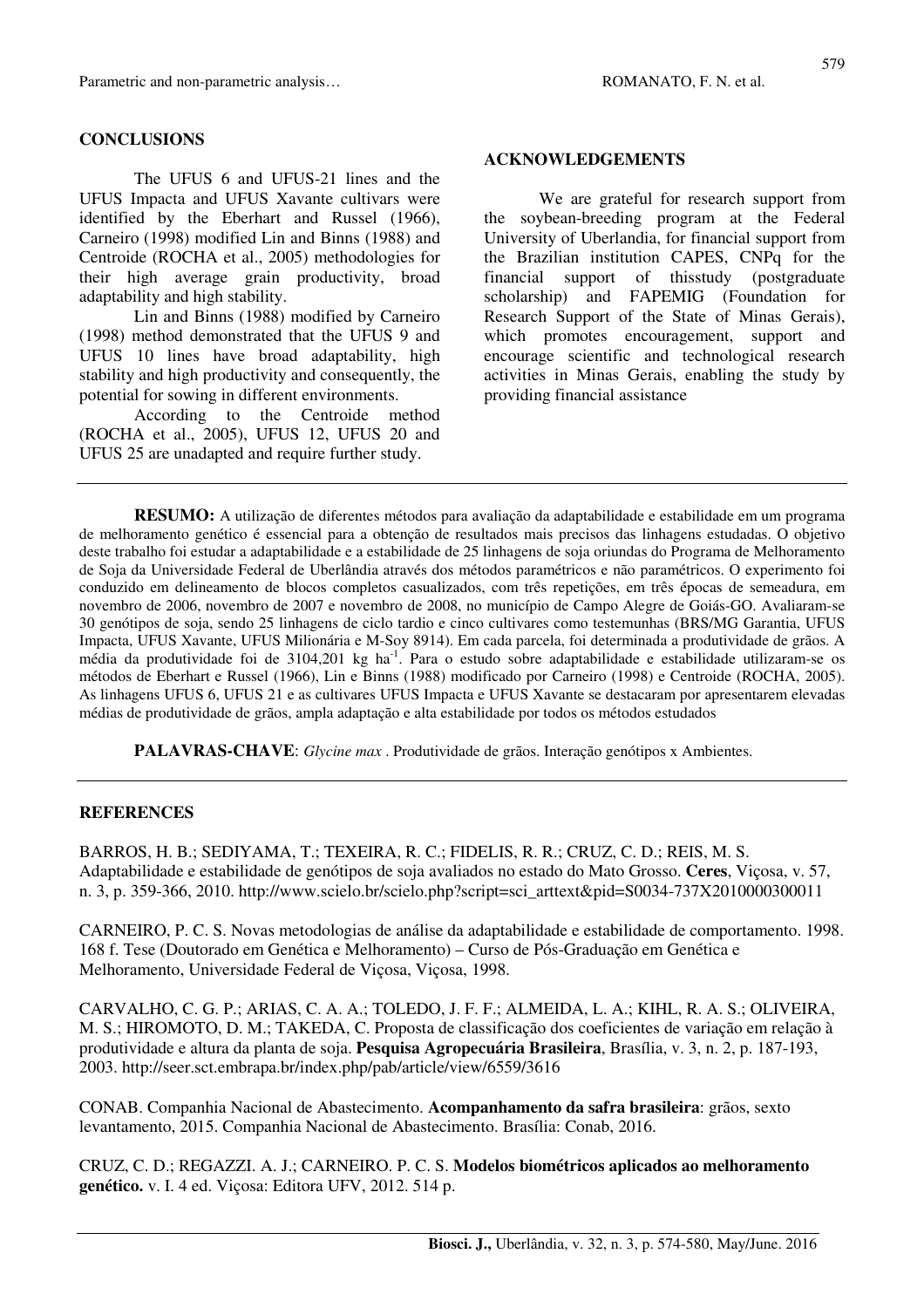## CONCLUSIONS

The UFUS 6 and UFUS-21 lines and the UFUS Impacta and UFUS Xavante cultivars were identified by the Eberhart and Russel (1966), Carneiro (1998) modified Lin and Binns (1988) and Centroide (ROCHA et al., 2005) methodologies for their high average grain productivity, broad adaptability and high stability.

Lin and Binns (1988) modified by Carneiro (1998) method demonstrated that the UFUS 9 and UFUS 10 lines have broad adaptability, high stability and high productivity and consequently, the potential for sowing in different environments.

According to the Centroide method (ROCHA et al., 2005), UFUS 12, UFUS 20 and UFUS 25 are unadapted and require further study.

## ACKNOWLEDGEMENTS

We are grateful for research support from the soybean-breeding program at the Federal University of Uberlandia, for financial support from the Brazilian institution CAPES, CNPq for the financial support of thisstudy (postgraduate scholarship) and FAPEMIG (Foundation for Research Support of the State of Minas Gerais), which promotes encouragement, support and encourage scientific and technological research activities in Minas Gerais, enabling the study by providing financial assistance

---

**RESUMO:** A utilização de diferentes métodos para avaliação da adaptabilidade e estabilidade em um programa de melhoramento genético é essencial para a obtenção de resultados mais precisos das linhagens estudadas. O objetivo deste trabalho foi estudar a adaptabilidade e a estabilidade de 25 linhagens de soja oriundas do Programa de Melhoramento de Soja da Universidade Federal de Uberlândia através dos métodos paramétricos e não paramétricos. O experimento foi conduzido em delineamento de blocos completos casualizados, com três repetições, em três épocas de semeadura, em novembro de 2006, novembro de 2007 e novembro de 2008, no município de Campo Alegre de Goiás-GO. Avaliaram-se 30 genótipos de soja, sendo 25 linhagens de ciclo tardio e cinco cultivares como testemunhas (BRS/MG Garantia, UFUS Impacta, UFUS Xavante, UFUS Milionária e M-Soy 8914). Em cada parcela, foi determinada a produtividade de grãos. A média da produtividade foi de 3104,201 kg ha$^{-1}$. Para o estudo sobre adaptabilidade e estabilidade utilizaram-se os métodos de Eberhart e Russel (1966), Lin e Binns (1988) modificado por Carneiro (1998) e Centroide (ROCHA, 2005). As linhagens UFUS 6, UFUS 21 e as cultivares UFUS Impacta e UFUS Xavante se destacaram por apresentarem elevadas médias de produtividade de grãos, ampla adaptação e alta estabilidade por todos os métodos estudados

**PALAVRAS-CHAVE**: *Glycine max* . Produtividade de grãos. Interação genótipos x Ambientes.

---

## REFERENCES

BARROS, H. B.; SEDIYAMA, T.; TEXEIRA, R. C.; FIDELIS, R. R.; CRUZ, C. D.; REIS, M. S. Adaptabilidade e estabilidade de genótipos de soja avaliados no estado do Mato Grosso. **Ceres**, Viçosa, v. 57, n. 3, p. 359-366, 2010. http://www.scielo.br/scielo.php?script=sci_arttext&pid=S0034-737X2010000300011

CARNEIRO, P. C. S. Novas metodologias de análise da adaptabilidade e estabilidade de comportamento. 1998. 168 f. Tese (Doutorado em Genética e Melhoramento) – Curso de Pós-Graduação em Genética e Melhoramento, Universidade Federal de Viçosa, Viçosa, 1998.

CARVALHO, C. G. P.; ARIAS, C. A. A.; TOLEDO, J. F. F.; ALMEIDA, L. A.; KIHL, R. A. S.; OLIVEIRA, M. S.; HIROMOTO, D. M.; TAKEDA, C. Proposta de classificação dos coeficientes de variação em relação à produtividade e altura da planta de soja. **Pesquisa Agropecuária Brasileira**, Brasília, v. 3, n. 2, p. 187-193, 2003. http://seer.sct.embrapa.br/index.php/pab/article/view/6559/3616

CONAB. Companhia Nacional de Abastecimento. **Acompanhamento da safra brasileira**: grãos, sexto levantamento, 2015. Companhia Nacional de Abastecimento. Brasília: Conab, 2016.

CRUZ, C. D.; REGAZZI. A. J.; CARNEIRO. P. C. S. **Modelos biométricos aplicados ao melhoramento genético.** v. I. 4 ed. Viçosa: Editora UFV, 2012. 514 p.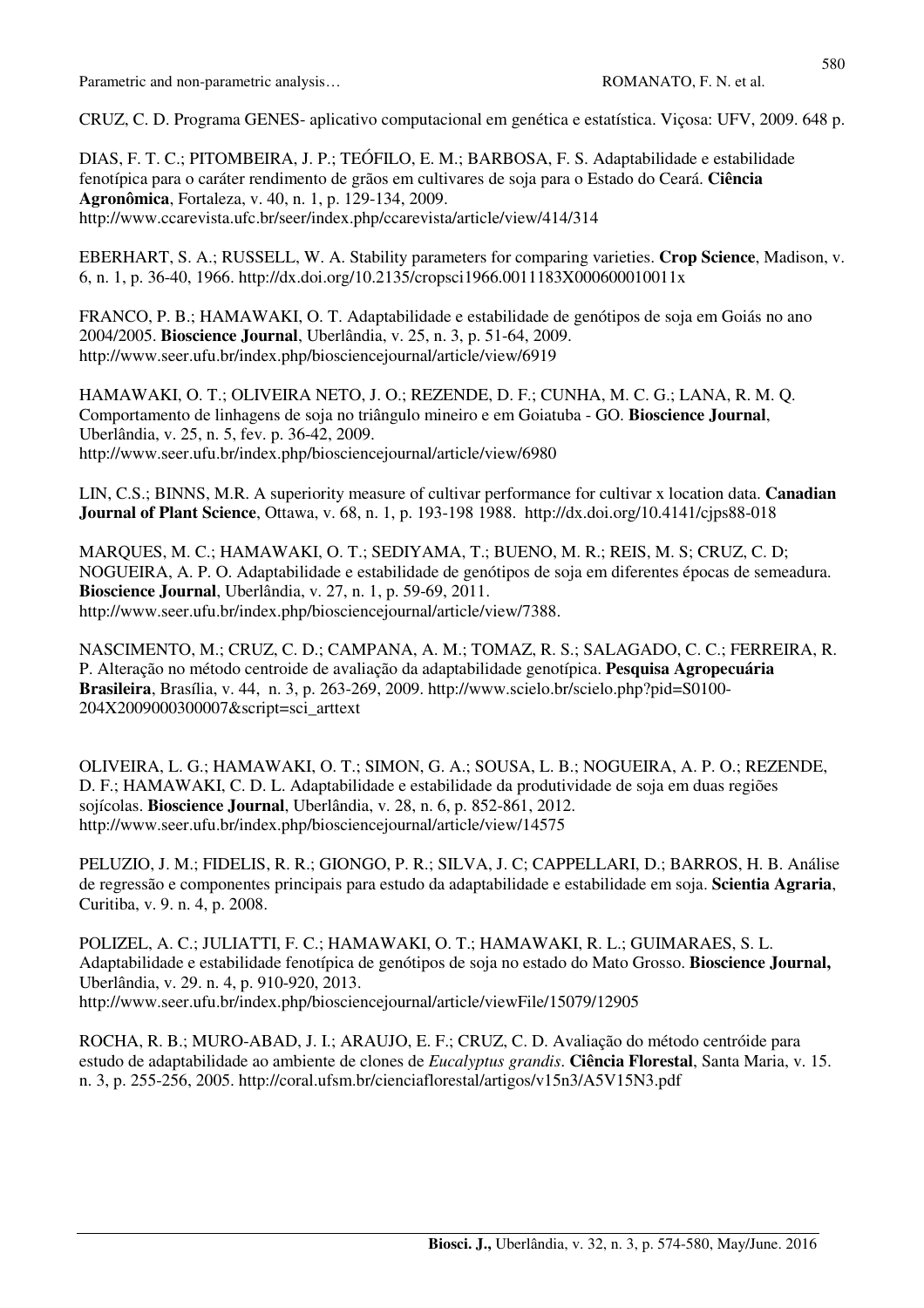CRUZ, C. D. Programa GENES- aplicativo computacional em genética e estatística. Viçosa: UFV, 2009. 648 p.

DIAS, F. T. C.; PITOMBEIRA, J. P.; TEÓFILO, E. M.; BARBOSA, F. S. Adaptabilidade e estabilidade fenotípica para o caráter rendimento de grãos em cultivares de soja para o Estado do Ceará. **Ciência Agronômica**, Fortaleza, v. 40, n. 1, p. 129-134, 2009. http://www.ccarevista.ufc.br/seer/index.php/ccarevista/article/view/414/314

EBERHART, S. A.; RUSSELL, W. A. Stability parameters for comparing varieties. **Crop Science**, Madison, v. 6, n. 1, p. 36-40, 1966. http://dx.doi.org/10.2135/cropsci1966.0011183X000600010011x

FRANCO, P. B.; HAMAWAKI, O. T. Adaptabilidade e estabilidade de genótipos de soja em Goiás no ano 2004/2005. **Bioscience Journal**, Uberlândia, v. 25, n. 3, p. 51-64, 2009. http://www.seer.ufu.br/index.php/biosciencejournal/article/view/6919

HAMAWAKI, O. T.; OLIVEIRA NETO, J. O.; REZENDE, D. F.; CUNHA, M. C. G.; LANA, R. M. Q. Comportamento de linhagens de soja no triângulo mineiro e em Goiatuba - GO. **Bioscience Journal**, Uberlândia, v. 25, n. 5, fev. p. 36-42, 2009. http://www.seer.ufu.br/index.php/biosciencejournal/article/view/6980

LIN, C.S.; BINNS, M.R. A superiority measure of cultivar performance for cultivar x location data. **Canadian Journal of Plant Science**, Ottawa, v. 68, n. 1, p. 193-198 1988. http://dx.doi.org/10.4141/cjps88-018

MARQUES, M. C.; HAMAWAKI, O. T.; SEDIYAMA, T.; BUENO, M. R.; REIS, M. S; CRUZ, C. D; NOGUEIRA, A. P. O. Adaptabilidade e estabilidade de genótipos de soja em diferentes épocas de semeadura. **Bioscience Journal**, Uberlândia, v. 27, n. 1, p. 59-69, 2011. http://www.seer.ufu.br/index.php/biosciencejournal/article/view/7388.

NASCIMENTO, M.; CRUZ, C. D.; CAMPANA, A. M.; TOMAZ, R. S.; SALAGADO, C. C.; FERREIRA, R. P. Alteração no método centroide de avaliação da adaptabilidade genotípica. **Pesquisa Agropecuária Brasileira**, Brasília, v. 44, n. 3, p. 263-269, 2009. http://www.scielo.br/scielo.php?pid=S0100-204X2009000300007&script=sci_arttext

OLIVEIRA, L. G.; HAMAWAKI, O. T.; SIMON, G. A.; SOUSA, L. B.; NOGUEIRA, A. P. O.; REZENDE, D. F.; HAMAWAKI, C. D. L. Adaptabilidade e estabilidade da produtividade de soja em duas regiões sojícolas. **Bioscience Journal**, Uberlândia, v. 28, n. 6, p. 852-861, 2012. http://www.seer.ufu.br/index.php/biosciencejournal/article/view/14575

PELUZIO, J. M.; FIDELIS, R. R.; GIONGO, P. R.; SILVA, J. C; CAPPELLARI, D.; BARROS, H. B. Análise de regressão e componentes principais para estudo da adaptabilidade e estabilidade em soja. **Scientia Agraria**, Curitiba, v. 9. n. 4, p. 2008.

POLIZEL, A. C.; JULIATTI, F. C.; HAMAWAKI, O. T.; HAMAWAKI, R. L.; GUIMARAES, S. L. Adaptabilidade e estabilidade fenotípica de genótipos de soja no estado do Mato Grosso. **Bioscience Journal,** Uberlândia, v. 29. n. 4, p. 910-920, 2013. http://www.seer.ufu.br/index.php/biosciencejournal/article/viewFile/15079/12905

ROCHA, R. B.; MURO-ABAD, J. I.; ARAUJO, E. F.; CRUZ, C. D. Avaliação do método centróide para estudo de adaptabilidade ao ambiente de clones de *Eucalyptus grandis*. **Ciência Florestal**, Santa Maria, v. 15. n. 3, p. 255-256, 2005. http://coral.ufsm.br/cienciaflorestal/artigos/v15n3/A5V15N3.pdf